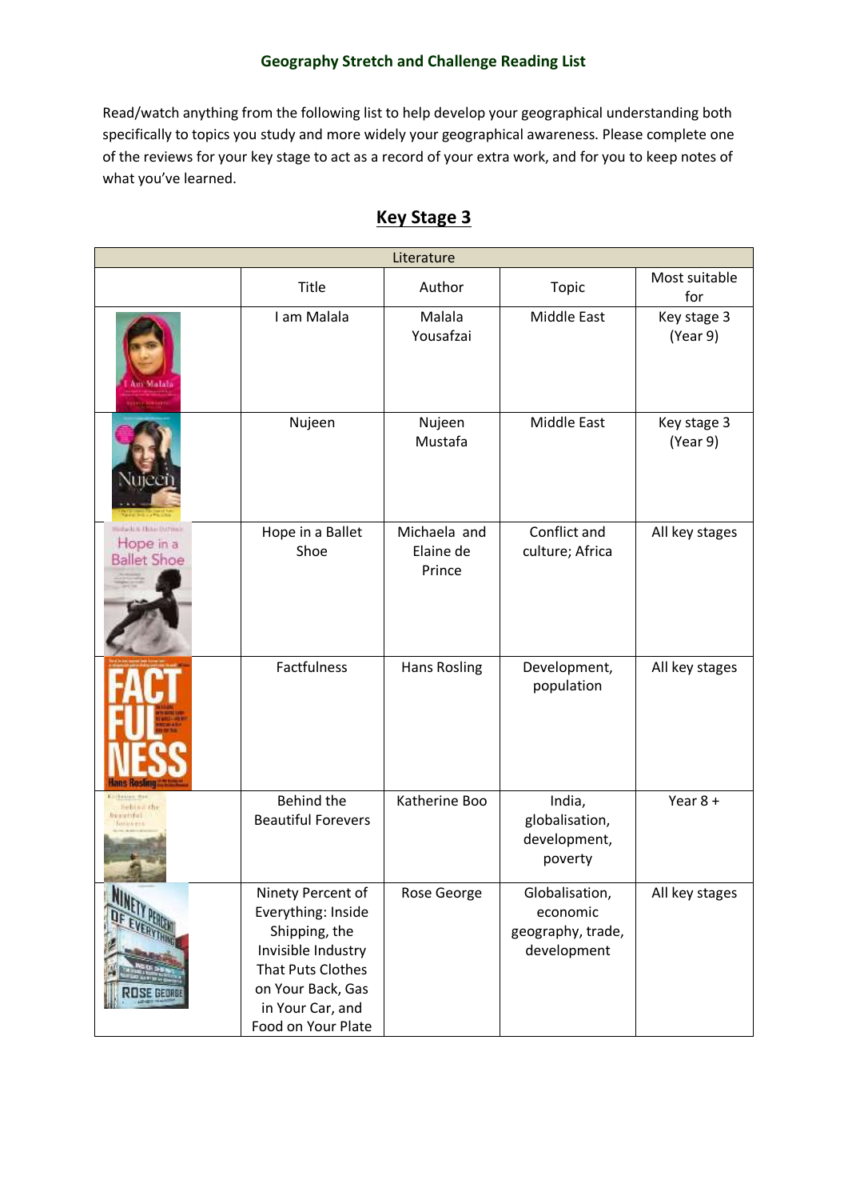**Geography Stretch and Challenge Reading List**

Read/watch anything from the following list to help develop your geographical understanding both specifically to topics you study and more widely your geographical awareness. Please complete one of the reviews for your key stage to act as a record of your extra work, and for you to keep notes of what you've learned.

## Key Stage 3

| Literature | | | | |
|---|---|---|---|---|
| | Title | Author | Topic | Most suitable for |
| | I am Malala | Malala Yousafzai | Middle East | Key stage 3 (Year 9) |
| | Nujeen | Nujeen Mustafa | Middle East | Key stage 3 (Year 9) |
| | Hope in a Ballet Shoe | Michaela and Elaine de Prince | Conflict and culture; Africa | All key stages |
| | Factfulness | Hans Rosling | Development, population | All key stages |
| | Behind the Beautiful Forevers | Katherine Boo | India, globalisation, development, poverty | Year 8 + |
| | Ninety Percent of Everything: Inside Shipping, the Invisible Industry That Puts Clothes on Your Back, Gas in Your Car, and Food on Your Plate | Rose George | Globalisation, economic geography, trade, development | All key stages |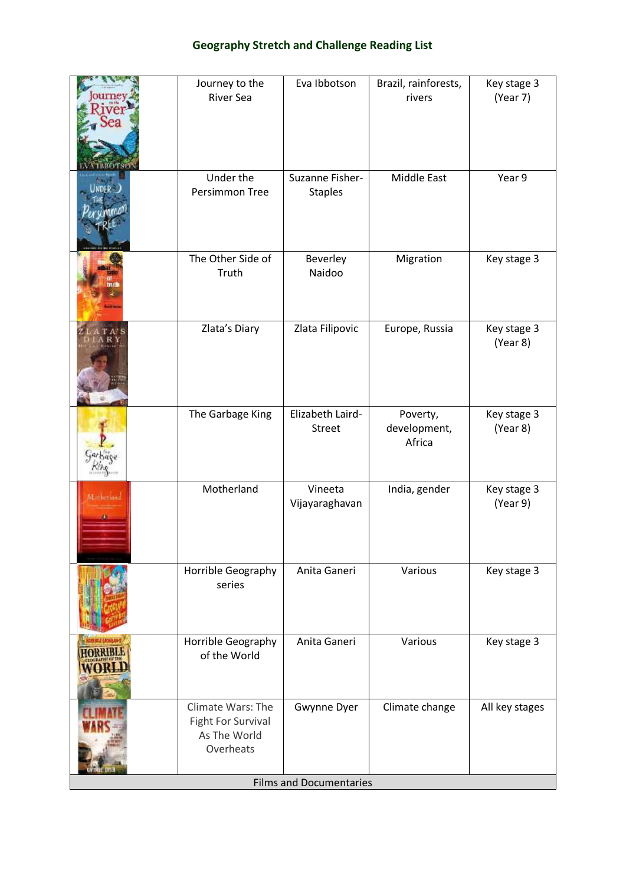## Geography Stretch and Challenge Reading List

| | | | | |
|---|---|---|---|---|
| | Journey to the River Sea | Eva Ibbotson | Brazil, rainforests, rivers | Key stage 3 (Year 7) |
| | Under the Persimmon Tree | Suzanne Fisher-Staples | Middle East | Year 9 |
| | The Other Side of Truth | Beverley Naidoo | Migration | Key stage 3 |
| | Zlata's Diary | Zlata Filipovic | Europe, Russia | Key stage 3 (Year 8) |
| | The Garbage King | Elizabeth Laird-Street | Poverty, development, Africa | Key stage 3 (Year 8) |
| | Motherland | Vineeta Vijayaraghavan | India, gender | Key stage 3 (Year 9) |
| | Horrible Geography series | Anita Ganeri | Various | Key stage 3 |
| | Horrible Geography of the World | Anita Ganeri | Various | Key stage 3 |
| | Climate Wars: The Fight For Survival As The World Overheats | Gwynne Dyer | Climate change | All key stages |
| Films and Documentaries | | | | |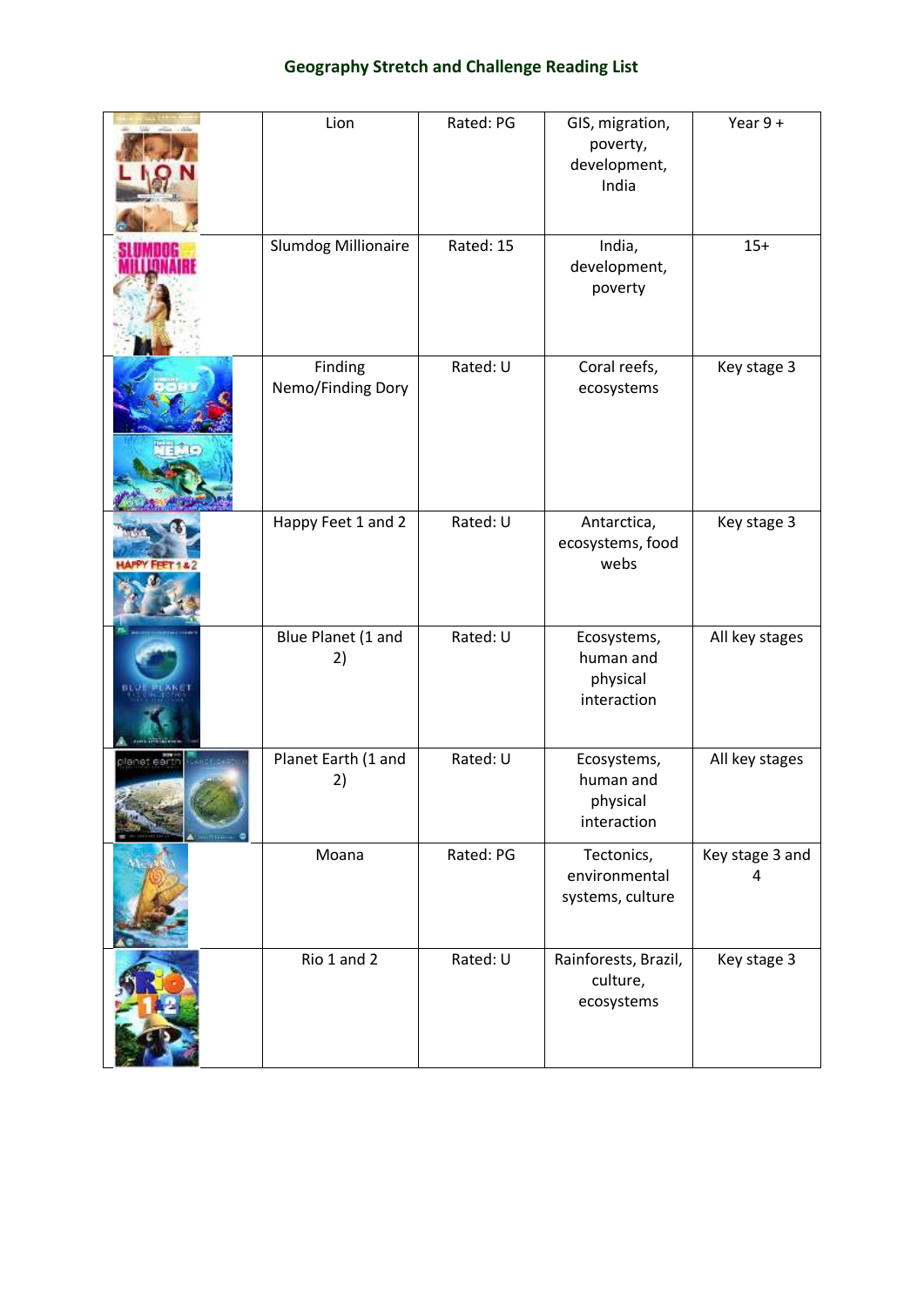# Geography Stretch and Challenge Reading List

| | | | | |
|---|---|---|---|---|
| | Lion | Rated: PG | GIS, migration, poverty, development, India | Year 9 + |
| | Slumdog Millionaire | Rated: 15 | India, development, poverty | 15+ |
| | Finding Nemo/Finding Dory | Rated: U | Coral reefs, ecosystems | Key stage 3 |
| | Happy Feet 1 and 2 | Rated: U | Antarctica, ecosystems, food webs | Key stage 3 |
| | Blue Planet (1 and 2) | Rated: U | Ecosystems, human and physical interaction | All key stages |
| | Planet Earth (1 and 2) | Rated: U | Ecosystems, human and physical interaction | All key stages |
| | Moana | Rated: PG | Tectonics, environmental systems, culture | Key stage 3 and 4 |
| | Rio 1 and 2 | Rated: U | Rainforests, Brazil, culture, ecosystems | Key stage 3 |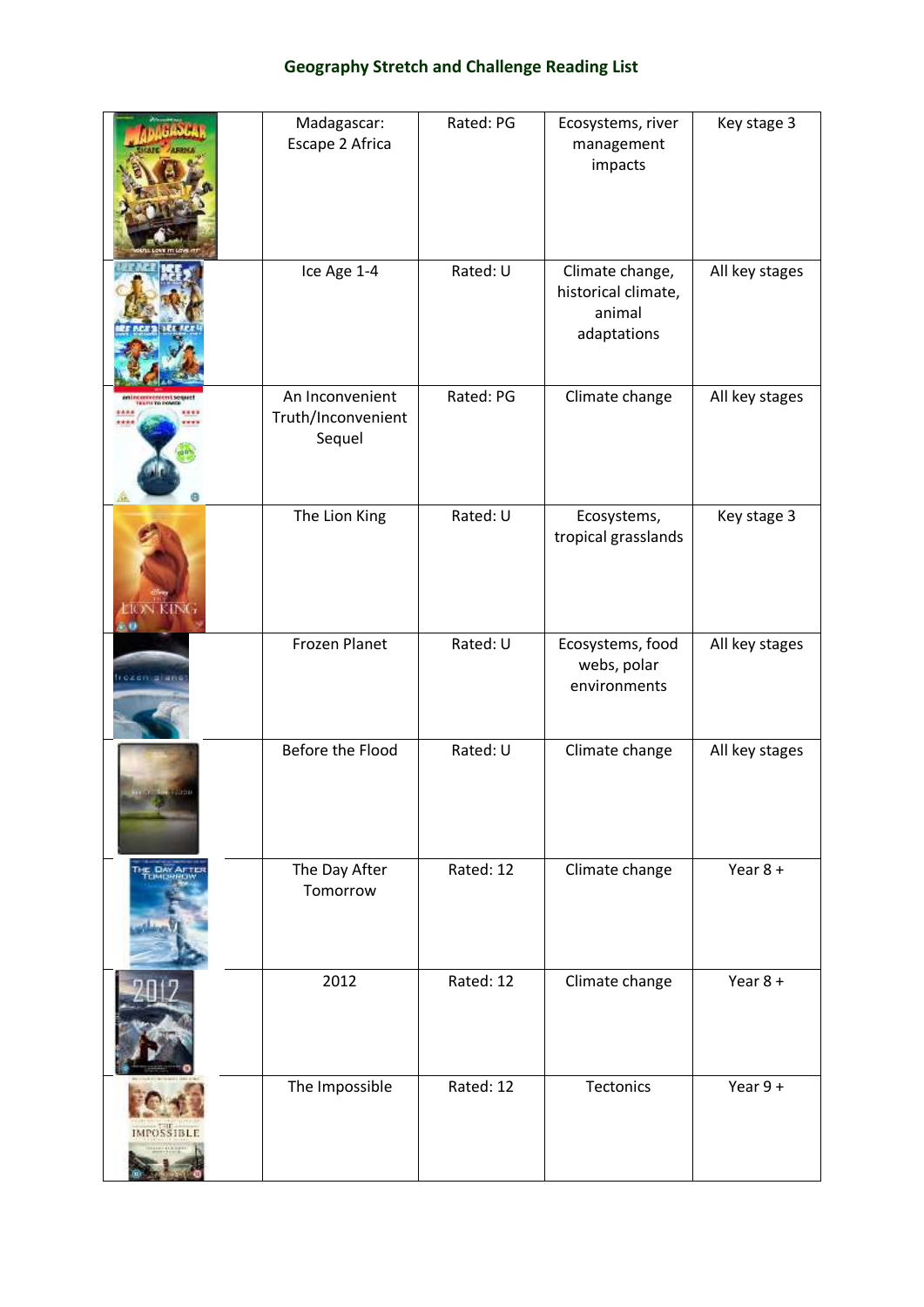## Geography Stretch and Challenge Reading List

| | | | | |
|---|---|---|---|---|
| | Madagascar: Escape 2 Africa | Rated: PG | Ecosystems, river management impacts | Key stage 3 |
| | Ice Age 1-4 | Rated: U | Climate change, historical climate, animal adaptations | All key stages |
| | An Inconvenient Truth/Inconvenient Sequel | Rated: PG | Climate change | All key stages |
| | The Lion King | Rated: U | Ecosystems, tropical grasslands | Key stage 3 |
| | Frozen Planet | Rated: U | Ecosystems, food webs, polar environments | All key stages |
| | Before the Flood | Rated: U | Climate change | All key stages |
| | The Day After Tomorrow | Rated: 12 | Climate change | Year 8 + |
| | 2012 | Rated: 12 | Climate change | Year 8 + |
| | The Impossible | Rated: 12 | Tectonics | Year 9 + |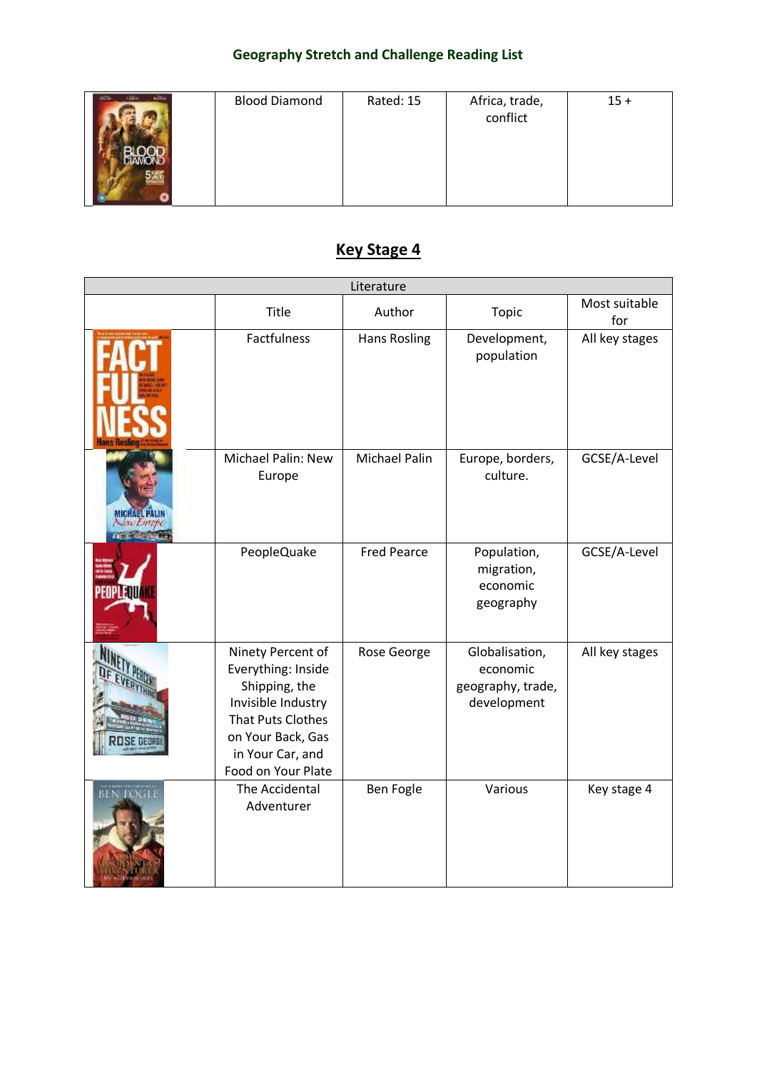## Geography Stretch and Challenge Reading List

| | Blood Diamond | Rated: 15 | Africa, trade, conflict | 15 + |
|---|---|---|---|---|

## Key Stage 4

| Literature | | | | |
|---|---|---|---|---|
| | Title | Author | Topic | Most suitable for |
| | Factfulness | Hans Rosling | Development, population | All key stages |
| | Michael Palin: New Europe | Michael Palin | Europe, borders, culture. | GCSE/A-Level |
| | PeopleQuake | Fred Pearce | Population, migration, economic geography | GCSE/A-Level |
| | Ninety Percent of Everything: Inside Shipping, the Invisible Industry That Puts Clothes on Your Back, Gas in Your Car, and Food on Your Plate | Rose George | Globalisation, economic geography, trade, development | All key stages |
| | The Accidental Adventurer | Ben Fogle | Various | Key stage 4 |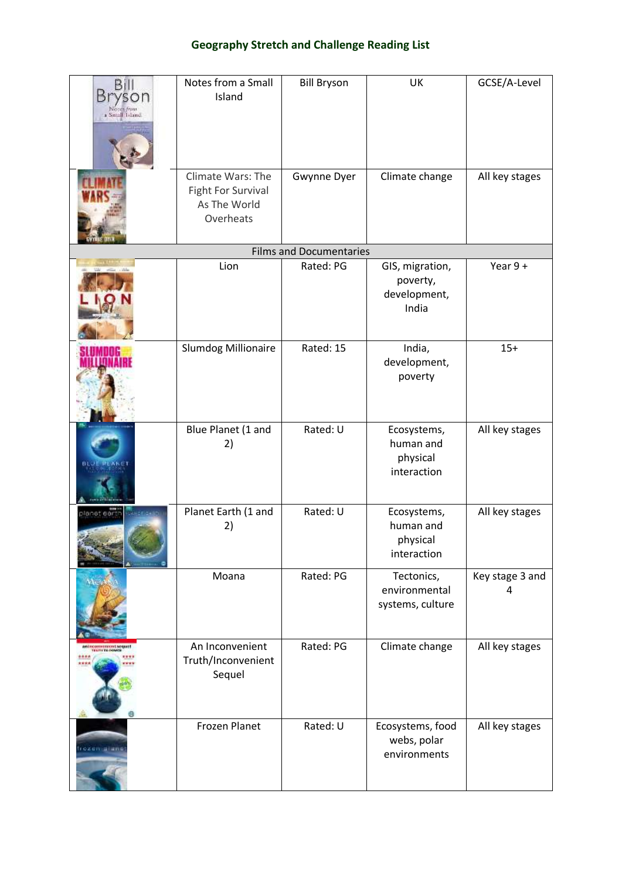## Geography Stretch and Challenge Reading List

| | | | | |
|---|---|---|---|---|
| | Notes from a Small Island | Bill Bryson | UK | GCSE/A-Level |
| | Climate Wars: The Fight For Survival As The World Overheats | Gwynne Dyer | Climate change | All key stages |
| Films and Documentaries | | | | |
| | Lion | Rated: PG | GIS, migration, poverty, development, India | Year 9 + |
| | Slumdog Millionaire | Rated: 15 | India, development, poverty | 15+ |
| | Blue Planet (1 and 2) | Rated: U | Ecosystems, human and physical interaction | All key stages |
| | Planet Earth (1 and 2) | Rated: U | Ecosystems, human and physical interaction | All key stages |
| | Moana | Rated: PG | Tectonics, environmental systems, culture | Key stage 3 and 4 |
| | An Inconvenient Truth/Inconvenient Sequel | Rated: PG | Climate change | All key stages |
| | Frozen Planet | Rated: U | Ecosystems, food webs, polar environments | All key stages |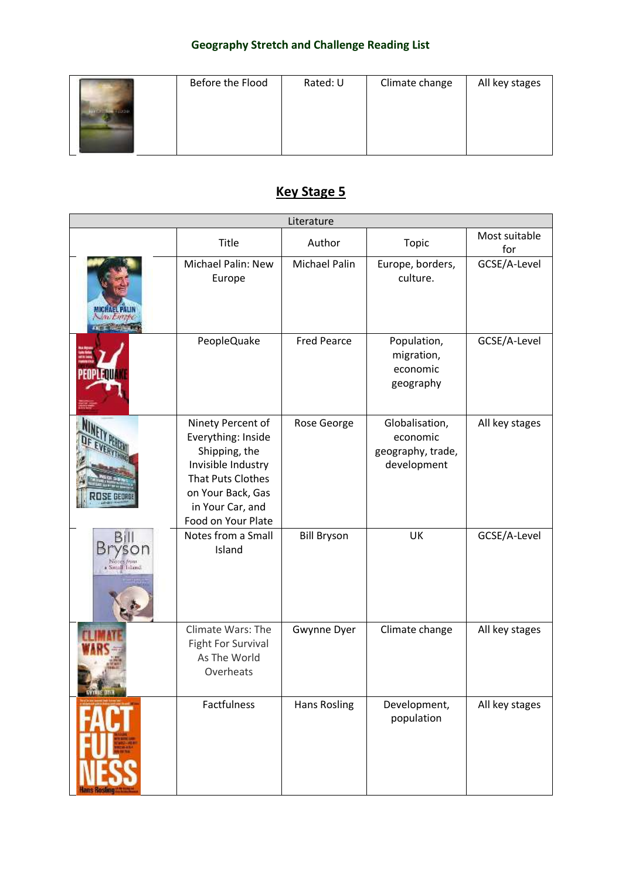## Geography Stretch and Challenge Reading List

| | Before the Flood | Rated: U | Climate change | All key stages |
|---|---|---|---|---|

## Key Stage 5

| Literature | | | | |
|---|---|---|---|---|
| | Title | Author | Topic | Most suitable for |
| | Michael Palin: New Europe | Michael Palin | Europe, borders, culture. | GCSE/A-Level |
| | PeopleQuake | Fred Pearce | Population, migration, economic geography | GCSE/A-Level |
| | Ninety Percent of Everything: Inside Shipping, the Invisible Industry That Puts Clothes on Your Back, Gas in Your Car, and Food on Your Plate | Rose George | Globalisation, economic geography, trade, development | All key stages |
| | Notes from a Small Island | Bill Bryson | UK | GCSE/A-Level |
| | Climate Wars: The Fight For Survival As The World Overheats | Gwynne Dyer | Climate change | All key stages |
| | Factfulness | Hans Rosling | Development, population | All key stages |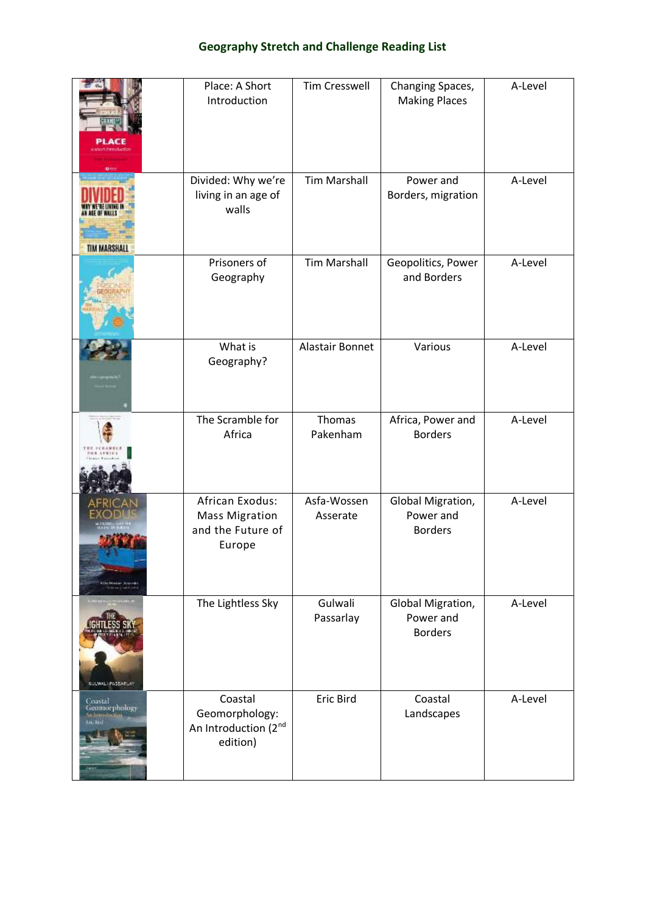## Geography Stretch and Challenge Reading List

| | | | | |
|---|---|---|---|---|
| | Place: A Short Introduction | Tim Cresswell | Changing Spaces, Making Places | A-Level |
| | Divided: Why we're living in an age of walls | Tim Marshall | Power and Borders, migration | A-Level |
| | Prisoners of Geography | Tim Marshall | Geopolitics, Power and Borders | A-Level |
| | What is Geography? | Alastair Bonnet | Various | A-Level |
| | The Scramble for Africa | Thomas Pakenham | Africa, Power and Borders | A-Level |
| | African Exodus: Mass Migration and the Future of Europe | Asfa-Wossen Asserate | Global Migration, Power and Borders | A-Level |
| | The Lightless Sky | Gulwali Passarlay | Global Migration, Power and Borders | A-Level |
| | Coastal Geomorphology: An Introduction (2nd edition) | Eric Bird | Coastal Landscapes | A-Level |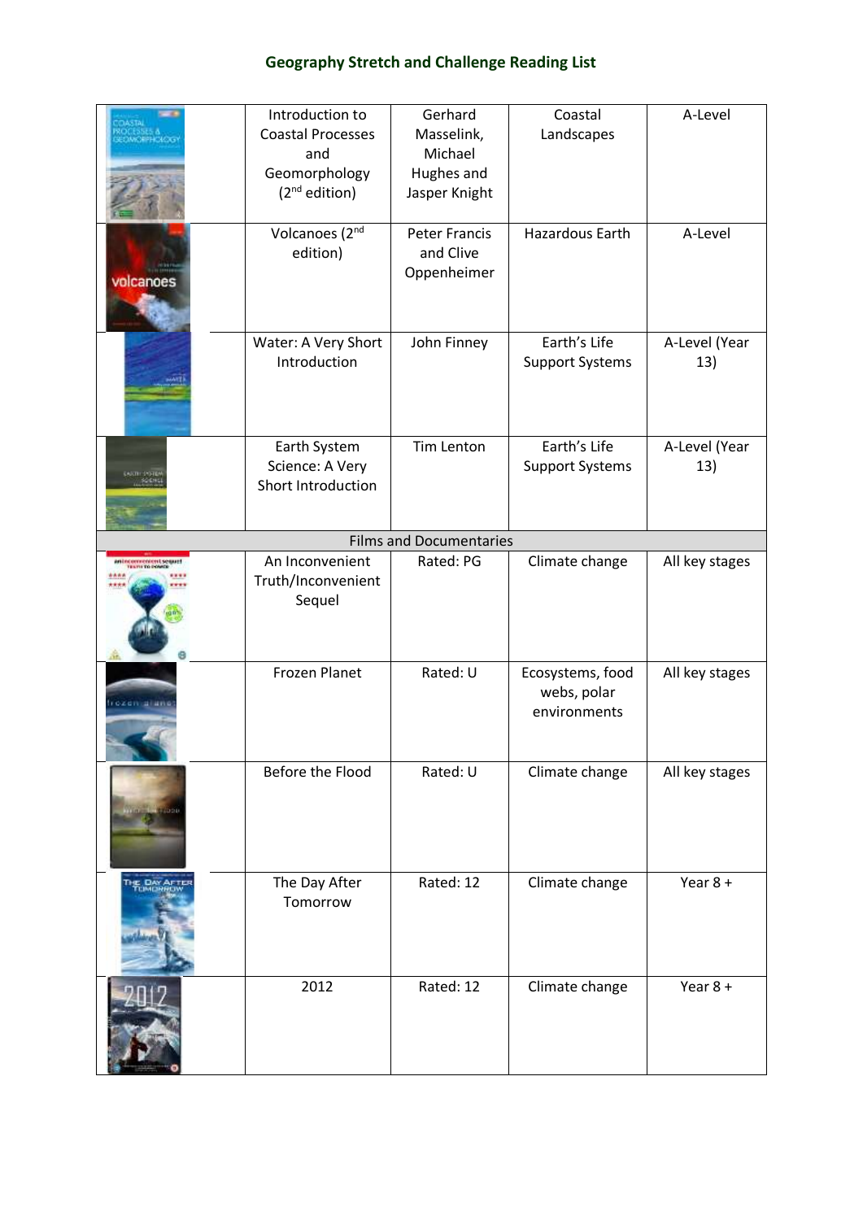## Geography Stretch and Challenge Reading List

| | | | | |
|---|---|---|---|---|
| | Introduction to Coastal Processes and Geomorphology (2nd edition) | Gerhard Masselink, Michael Hughes and Jasper Knight | Coastal Landscapes | A-Level |
| | Volcanoes (2nd edition) | Peter Francis and Clive Oppenheimer | Hazardous Earth | A-Level |
| | Water: A Very Short Introduction | John Finney | Earth's Life Support Systems | A-Level (Year 13) |
| | Earth System Science: A Very Short Introduction | Tim Lenton | Earth's Life Support Systems | A-Level (Year 13) |
| Films and Documentaries | | | | |
| | An Inconvenient Truth/Inconvenient Sequel | Rated: PG | Climate change | All key stages |
| | Frozen Planet | Rated: U | Ecosystems, food webs, polar environments | All key stages |
| | Before the Flood | Rated: U | Climate change | All key stages |
| | The Day After Tomorrow | Rated: 12 | Climate change | Year 8 + |
| | 2012 | Rated: 12 | Climate change | Year 8 + |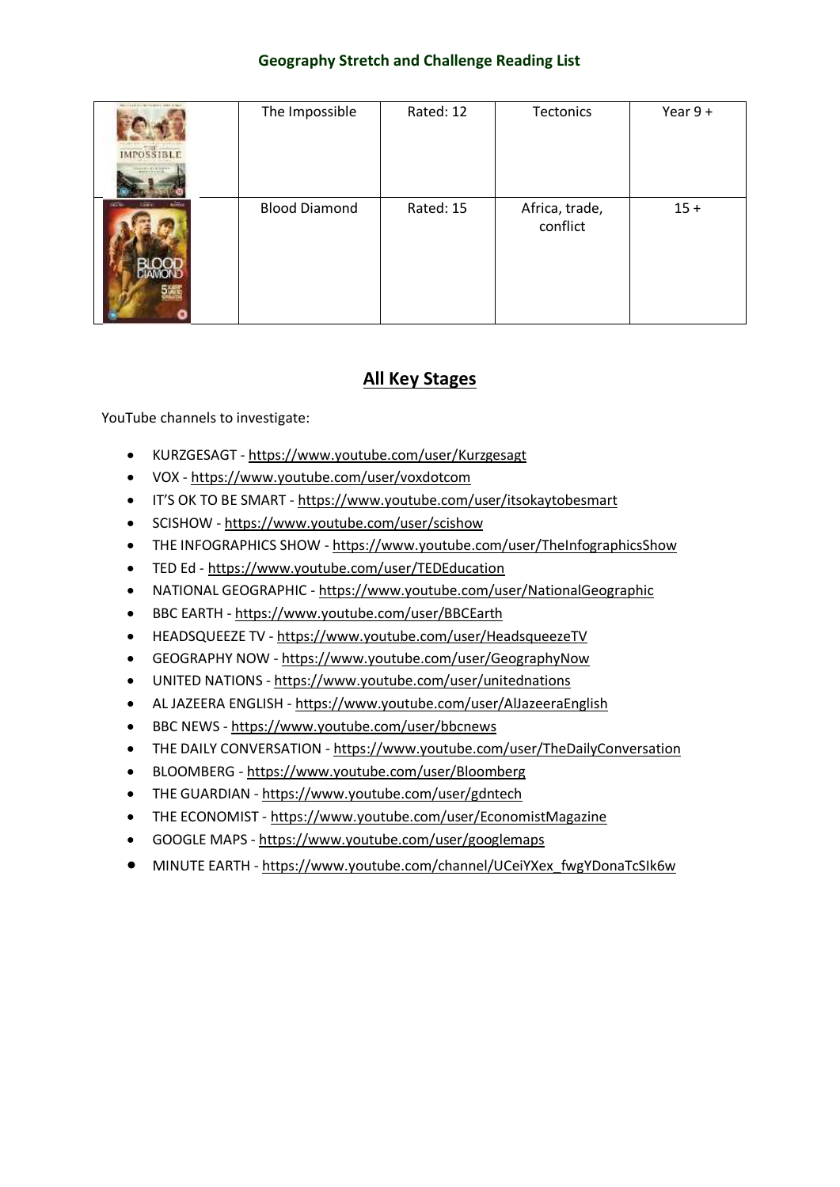## Geography Stretch and Challenge Reading List

| | | | | |
|---|---|---|---|---|
| | The Impossible | Rated: 12 | Tectonics | Year 9 + |
| | Blood Diamond | Rated: 15 | Africa, trade, conflict | 15 + |

## All Key Stages

YouTube channels to investigate:

- KURZGESAGT - https://www.youtube.com/user/Kurzgesagt
- VOX - https://www.youtube.com/user/voxdotcom
- IT'S OK TO BE SMART - https://www.youtube.com/user/itsokaytobesmart
- SCISHOW - https://www.youtube.com/user/scishow
- THE INFOGRAPHICS SHOW - https://www.youtube.com/user/TheInfographicsShow
- TED Ed - https://www.youtube.com/user/TEDEducation
- NATIONAL GEOGRAPHIC - https://www.youtube.com/user/NationalGeographic
- BBC EARTH - https://www.youtube.com/user/BBCEarth
- HEADSQUEEZE TV - https://www.youtube.com/user/HeadsqueezeTV
- GEOGRAPHY NOW - https://www.youtube.com/user/GeographyNow
- UNITED NATIONS - https://www.youtube.com/user/unitednations
- AL JAZEERA ENGLISH - https://www.youtube.com/user/AlJazeeraEnglish
- BBC NEWS - https://www.youtube.com/user/bbcnews
- THE DAILY CONVERSATION - https://www.youtube.com/user/TheDailyConversation
- BLOOMBERG - https://www.youtube.com/user/Bloomberg
- THE GUARDIAN - https://www.youtube.com/user/gdntech
- THE ECONOMIST - https://www.youtube.com/user/EconomistMagazine
- GOOGLE MAPS - https://www.youtube.com/user/googlemaps
- MINUTE EARTH - https://www.youtube.com/channel/UCeiYXex_fwgYDonaTcSIk6w